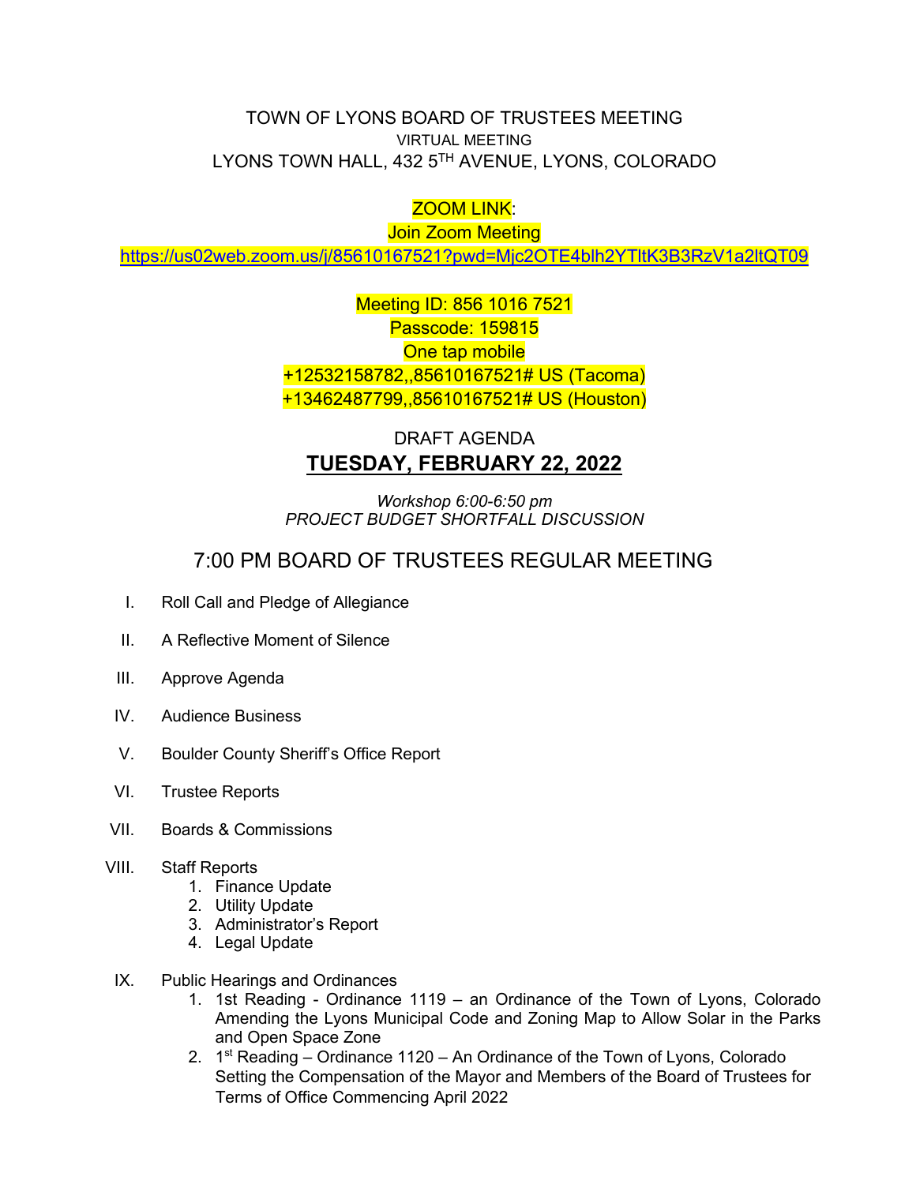# TOWN OF LYONS BOARD OF TRUSTEES MEETING

VIRTUAL MEETING

LYONS TOWN HALL, 432 5TH AVENUE, LYONS, COLORADO

ZOOM LINK:

Join Zoom Meeting

https://us02web.zoom.us/j/85610167521?pwd=Mjc2OTE4blh2YTltK3B3RzV1a2ltQT09

Meeting ID: 856 1016 7521

Passcode: 159815

One tap mobile

+12532158782,,85610167521# US (Tacoma)

+13462487799,,85610167521# US (Houston)

DRAFT AGENDA

## TUESDAY, FEBRUARY 22, 2022

*Workshop 6:00-6:50 pm*

*PROJECT BUDGET SHORTFALL DISCUSSION*

## 7:00 PM BOARD OF TRUSTEES REGULAR MEETING

I. Roll Call and Pledge of Allegiance

II. A Reflective Moment of Silence

III. Approve Agenda

IV. Audience Business

V. Boulder County Sheriff's Office Report

VI. Trustee Reports

VII. Boards & Commissions

VIII. Staff Reports
   1. Finance Update
   2. Utility Update
   3. Administrator's Report
   4. Legal Update

IX. Public Hearings and Ordinances
   1. 1st Reading - Ordinance 1119 – an Ordinance of the Town of Lyons, Colorado Amending the Lyons Municipal Code and Zoning Map to Allow Solar in the Parks and Open Space Zone
   2. 1st Reading – Ordinance 1120 – An Ordinance of the Town of Lyons, Colorado Setting the Compensation of the Mayor and Members of the Board of Trustees for Terms of Office Commencing April 2022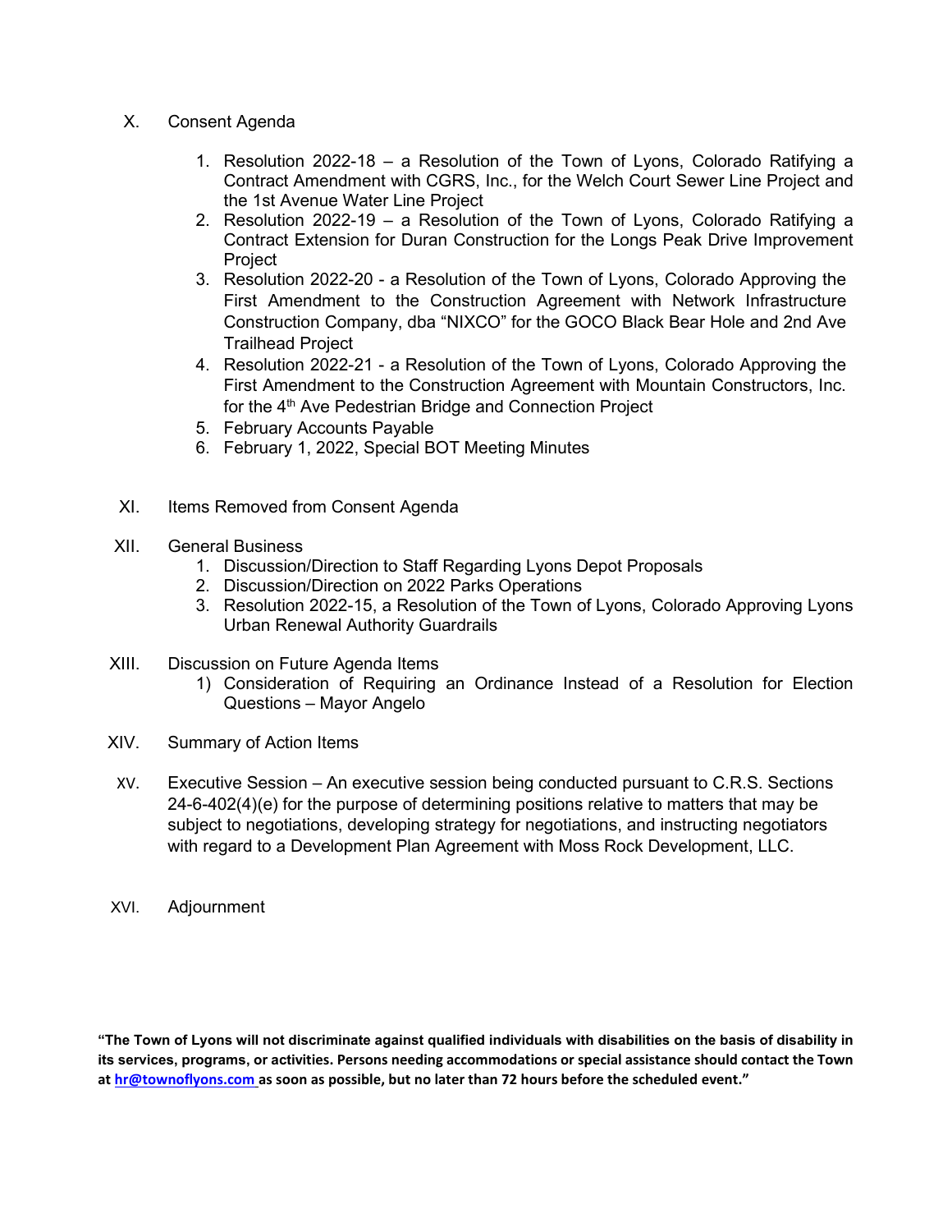X. Consent Agenda

1. Resolution 2022-18 – a Resolution of the Town of Lyons, Colorado Ratifying a Contract Amendment with CGRS, Inc., for the Welch Court Sewer Line Project and the 1st Avenue Water Line Project
2. Resolution 2022-19 – a Resolution of the Town of Lyons, Colorado Ratifying a Contract Extension for Duran Construction for the Longs Peak Drive Improvement Project
3. Resolution 2022-20 - a Resolution of the Town of Lyons, Colorado Approving the First Amendment to the Construction Agreement with Network Infrastructure Construction Company, dba "NIXCO" for the GOCO Black Bear Hole and 2nd Ave Trailhead Project
4. Resolution 2022-21 - a Resolution of the Town of Lyons, Colorado Approving the First Amendment to the Construction Agreement with Mountain Constructors, Inc. for the 4th Ave Pedestrian Bridge and Connection Project
5. February Accounts Payable
6. February 1, 2022, Special BOT Meeting Minutes

XI. Items Removed from Consent Agenda

XII. General Business

1. Discussion/Direction to Staff Regarding Lyons Depot Proposals
2. Discussion/Direction on 2022 Parks Operations
3. Resolution 2022-15, a Resolution of the Town of Lyons, Colorado Approving Lyons Urban Renewal Authority Guardrails

XIII. Discussion on Future Agenda Items

1) Consideration of Requiring an Ordinance Instead of a Resolution for Election Questions – Mayor Angelo

XIV. Summary of Action Items

XV. Executive Session – An executive session being conducted pursuant to C.R.S. Sections 24-6-402(4)(e) for the purpose of determining positions relative to matters that may be subject to negotiations, developing strategy for negotiations, and instructing negotiators with regard to a Development Plan Agreement with Moss Rock Development, LLC.

XVI. Adjournment

**"The Town of Lyons will not discriminate against qualified individuals with disabilities on the basis of disability in its services, programs, or activities. Persons needing accommodations or special assistance should contact the Town at hr@townoflyons.com as soon as possible, but no later than 72 hours before the scheduled event."**